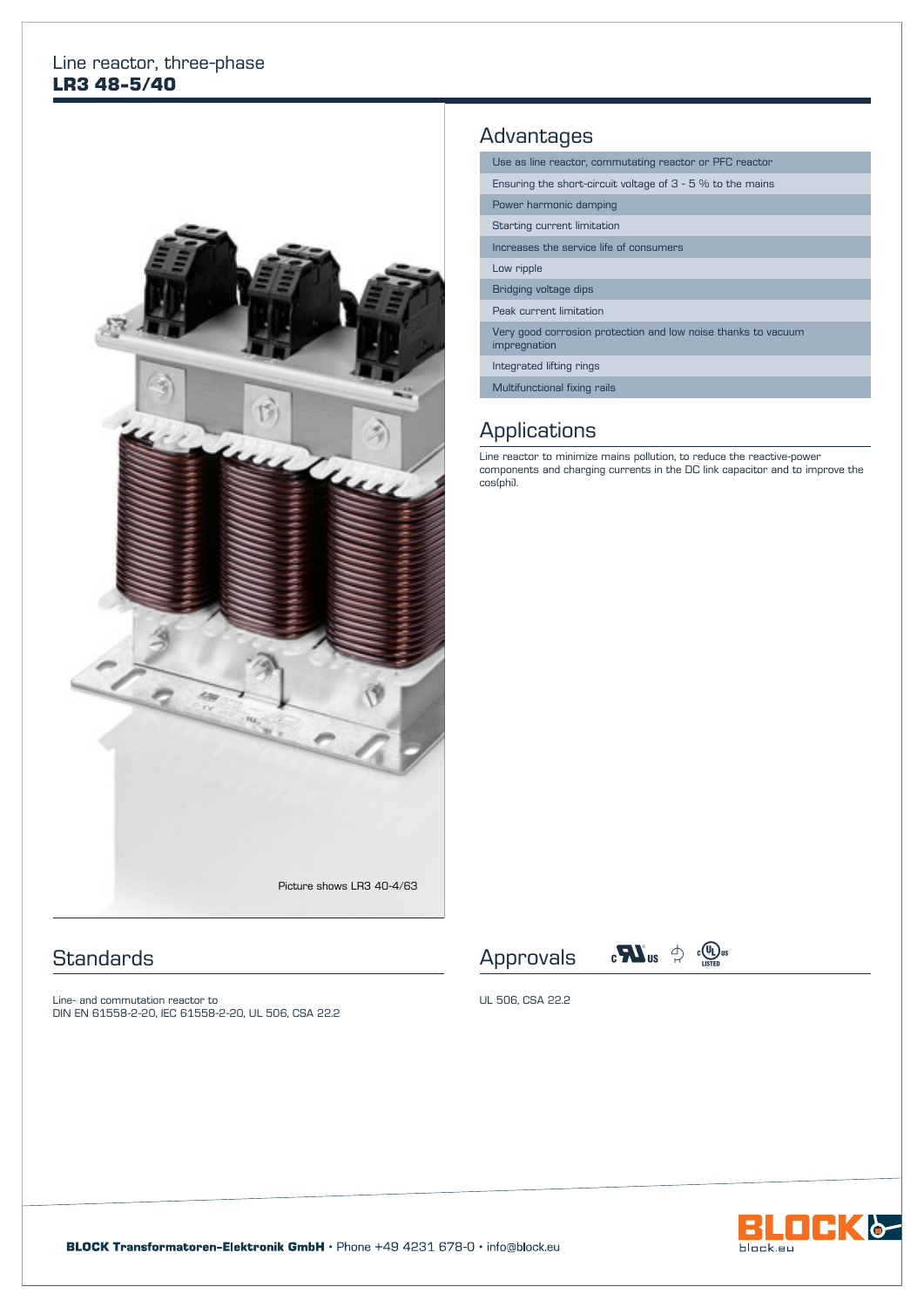Line reactor, three-phase

# LR3 48-5/40

Picture shows LR3 40-4/63

## Advantages

| |
|---|
| Use as line reactor, commutating reactor or PFC reactor |
| Ensuring the short-circuit voltage of 3 - 5 % to the mains |
| Power harmonic damping |
| Starting current limitation |
| Increases the service life of consumers |
| Low ripple |
| Bridging voltage dips |
| Peak current limitation |
| Very good corrosion protection and low noise thanks to vacuum impregnation |
| Integrated lifting rings |
| Multifunctional fixing rails |

## Applications

Line reactor to minimize mains pollution, to reduce the reactive-power components and charging currents in the DC link capacitor and to improve the cos(phi).

## Standards

Line- and commutation reactor to
DIN EN 61558-2-20, IEC 61558-2-20, UL 506, CSA 22.2

## Approvals

UL 506, CSA 22.2

**BLOCK Transformatoren-Elektronik GmbH** • Phone +49 4231 678-0 • info@block.eu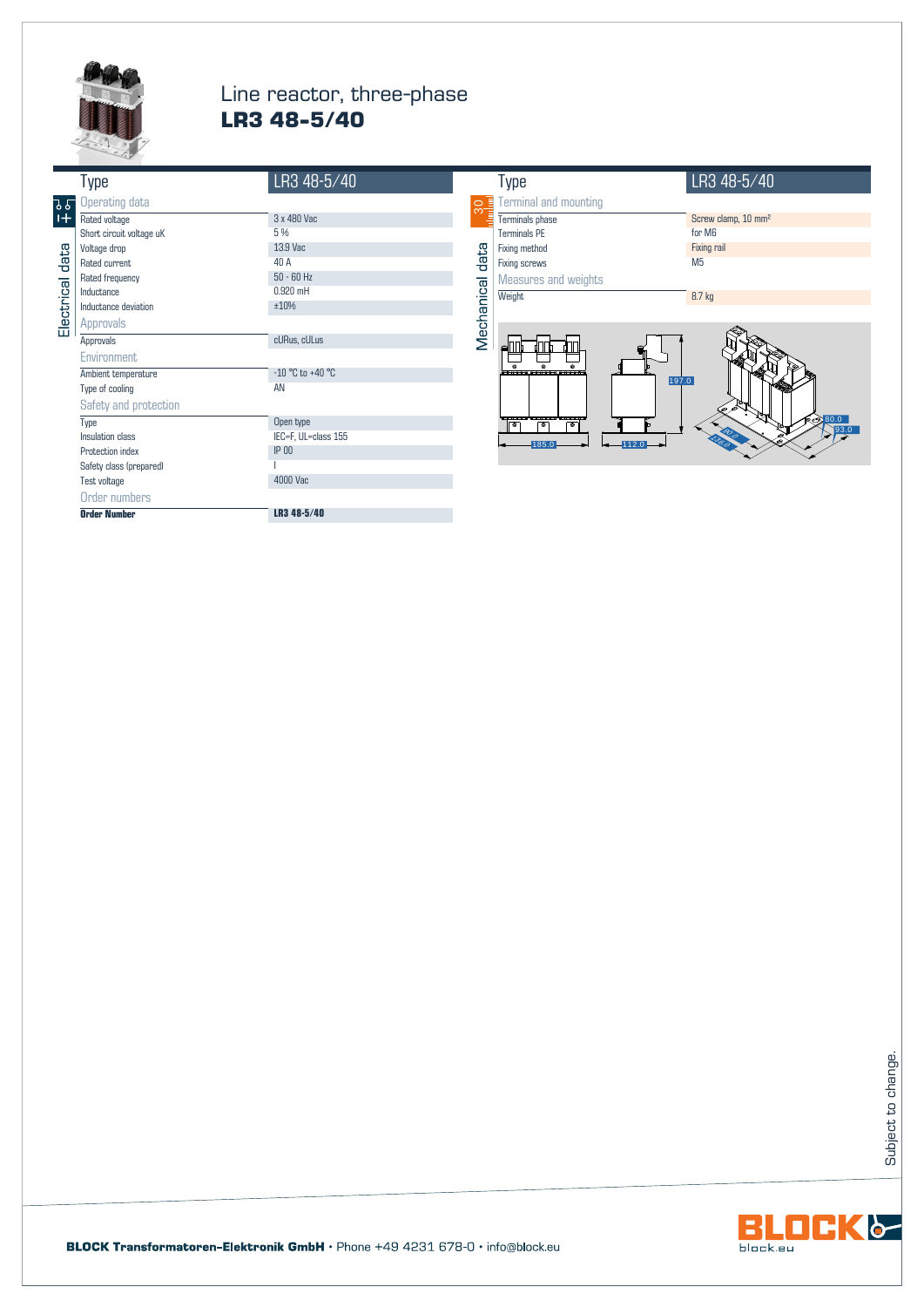# Line reactor, three-phase
# **LR3 48-5/40**

## Electrical data

| Type | LR3 48-5/40 |
|---|---|
| **Operating data** | |
| Rated voltage | 3 x 480 Vac |
| Short circuit voltage uK | 5 % |
| Voltage drop | 13.9 Vac |
| Rated current | 40 A |
| Rated frequency | 50 - 60 Hz |
| Inductance | 0.920 mH |
| Inductance deviation | ±10% |
| **Approvals** | |
| Approvals | cURus, cULus |
| **Environment** | |
| Ambient temperature | -10 °C to +40 °C |
| Type of cooling | AN |
| **Safety and protection** | |
| Type | Open type |
| Insulation class | IEC=F, UL=class 155 |
| Protection index | IP 00 |
| Safety class (prepared) | I |
| Test voltage | 4000 Vac |
| **Order numbers** | |
| **Order Number** | **LR3 48-5/40** |

## Mechanical data

| Type | LR3 48-5/40 |
|---|---|
| **Terminal and mounting** | |
| Terminals phase | Screw clamp, 10 mm² |
| Terminals PE | for M6 |
| Fixing method | Fixing rail |
| Fixing screws | M5 |
| **Measures and weights** | |
| Weight | 8.7 kg |

197.0
185.0
112.0
80.0
93.0
90.0
136.0

Subject to change.

**BLOCK Transformatoren-Elektronik GmbH** • Phone +49 4231 678-0 • info@block.eu